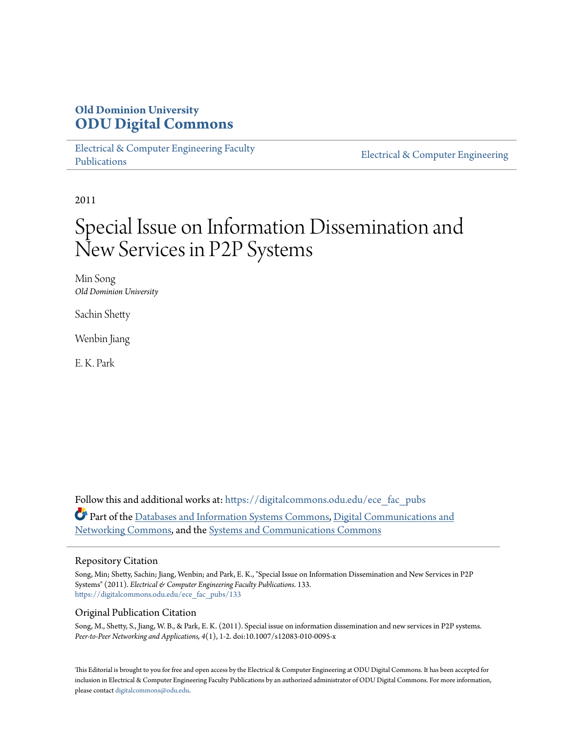Old Dominion University
**ODU Digital Commons**

Electrical & Computer Engineering Faculty Publications | Electrical & Computer Engineering

2011

# Special Issue on Information Dissemination and New Services in P2P Systems

Min Song
*Old Dominion University*

Sachin Shetty

Wenbin Jiang

E. K. Park

Follow this and additional works at: https://digitalcommons.odu.edu/ece_fac_pubs

Part of the Databases and Information Systems Commons, Digital Communications and Networking Commons, and the Systems and Communications Commons

## Repository Citation

Song, Min; Shetty, Sachin; Jiang, Wenbin; and Park, E. K., "Special Issue on Information Dissemination and New Services in P2P Systems" (2011). *Electrical & Computer Engineering Faculty Publications*. 133.
https://digitalcommons.odu.edu/ece_fac_pubs/133

## Original Publication Citation

Song, M., Shetty, S., Jiang, W. B., & Park, E. K. (2011). Special issue on information dissemination and new services in P2P systems. *Peer-to-Peer Networking and Applications, 4*(1), 1-2. doi:10.1007/s12083-010-0095-x

This Editorial is brought to you for free and open access by the Electrical & Computer Engineering at ODU Digital Commons. It has been accepted for inclusion in Electrical & Computer Engineering Faculty Publications by an authorized administrator of ODU Digital Commons. For more information, please contact digitalcommons@odu.edu.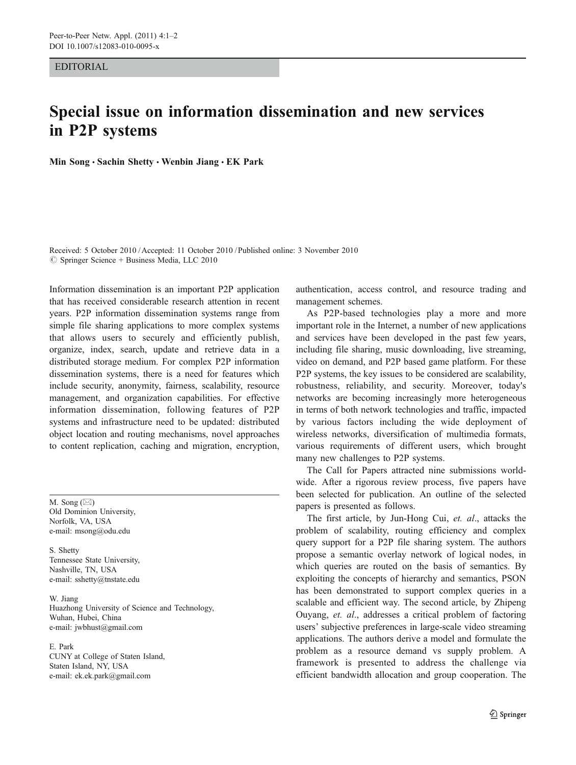EDITORIAL

# Special issue on information dissemination and new services in P2P systems

**Min Song · Sachin Shetty · Wenbin Jiang · EK Park**

Received: 5 October 2010 / Accepted: 11 October 2010 / Published online: 3 November 2010
© Springer Science + Business Media, LLC 2010

Information dissemination is an important P2P application that has received considerable research attention in recent years. P2P information dissemination systems range from simple file sharing applications to more complex systems that allows users to securely and efficiently publish, organize, index, search, update and retrieve data in a distributed storage medium. For complex P2P information dissemination systems, there is a need for features which include security, anonymity, fairness, scalability, resource management, and organization capabilities. For effective information dissemination, following features of P2P systems and infrastructure need to be updated: distributed object location and routing mechanisms, novel approaches to content replication, caching and migration, encryption, authentication, access control, and resource trading and management schemes.

As P2P-based technologies play a more and more important role in the Internet, a number of new applications and services have been developed in the past few years, including file sharing, music downloading, live streaming, video on demand, and P2P based game platform. For these P2P systems, the key issues to be considered are scalability, robustness, reliability, and security. Moreover, today's networks are becoming increasingly more heterogeneous in terms of both network technologies and traffic, impacted by various factors including the wide deployment of wireless networks, diversification of multimedia formats, various requirements of different users, which brought many new challenges to P2P systems.

The Call for Papers attracted nine submissions worldwide. After a rigorous review process, five papers have been selected for publication. An outline of the selected papers is presented as follows.

The first article, by Jun-Hong Cui, *et. al*., attacks the problem of scalability, routing efficiency and complex query support for a P2P file sharing system. The authors propose a semantic overlay network of logical nodes, in which queries are routed on the basis of semantics. By exploiting the concepts of hierarchy and semantics, PSON has been demonstrated to support complex queries in a scalable and efficient way. The second article, by Zhipeng Ouyang, *et. al*., addresses a critical problem of factoring users' subjective preferences in large-scale video streaming applications. The authors derive a model and formulate the problem as a resource demand vs supply problem. A framework is presented to address the challenge via efficient bandwidth allocation and group cooperation. The

M. Song (✉)
Old Dominion University,
Norfolk, VA, USA
e-mail: msong@odu.edu

S. Shetty
Tennessee State University,
Nashville, TN, USA
e-mail: sshetty@tnstate.edu

W. Jiang
Huazhong University of Science and Technology,
Wuhan, Hubei, China
e-mail: jwbhust@gmail.com

E. Park
CUNY at College of Staten Island,
Staten Island, NY, USA
e-mail: ek.ek.park@gmail.com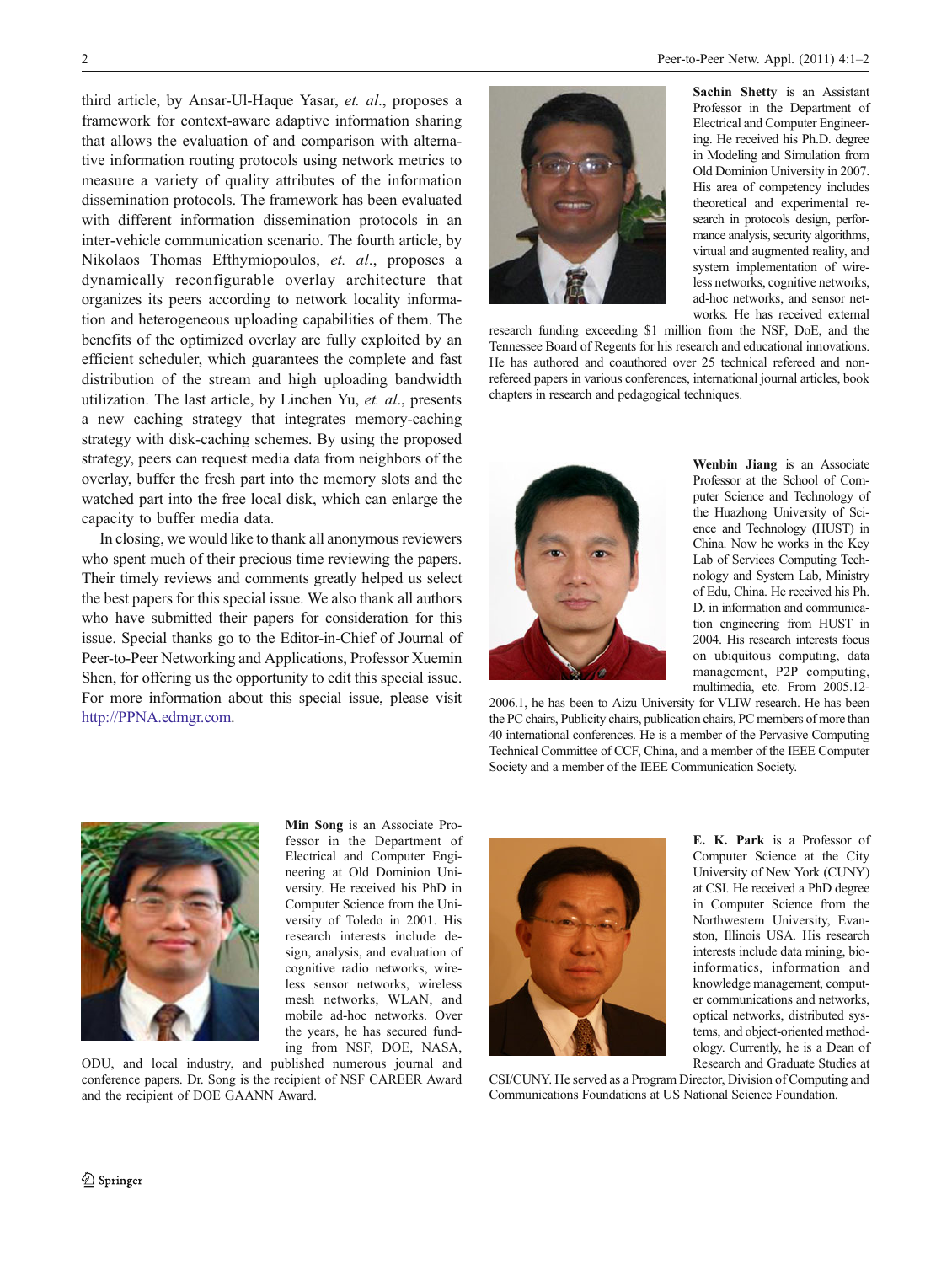third article, by Ansar-Ul-Haque Yasar, *et. al*., proposes a framework for context-aware adaptive information sharing that allows the evaluation of and comparison with alternative information routing protocols using network metrics to measure a variety of quality attributes of the information dissemination protocols. The framework has been evaluated with different information dissemination protocols in an inter-vehicle communication scenario. The fourth article, by Nikolaos Thomas Efthymiopoulos, *et. al*., proposes a dynamically reconfigurable overlay architecture that organizes its peers according to network locality information and heterogeneous uploading capabilities of them. The benefits of the optimized overlay are fully exploited by an efficient scheduler, which guarantees the complete and fast distribution of the stream and high uploading bandwidth utilization. The last article, by Linchen Yu, *et. al*., presents a new caching strategy that integrates memory-caching strategy with disk-caching schemes. By using the proposed strategy, peers can request media data from neighbors of the overlay, buffer the fresh part into the memory slots and the watched part into the free local disk, which can enlarge the capacity to buffer media data.

In closing, we would like to thank all anonymous reviewers who spent much of their precious time reviewing the papers. Their timely reviews and comments greatly helped us select the best papers for this special issue. We also thank all authors who have submitted their papers for consideration for this issue. Special thanks go to the Editor-in-Chief of Journal of Peer-to-Peer Networking and Applications, Professor Xuemin Shen, for offering us the opportunity to edit this special issue. For more information about this special issue, please visit http://PPNA.edmgr.com.

**Min Song** is an Associate Professor in the Department of Electrical and Computer Engineering at Old Dominion University. He received his PhD in Computer Science from the University of Toledo in 2001. His research interests include design, analysis, and evaluation of cognitive radio networks, wireless sensor networks, wireless mesh networks, WLAN, and mobile ad-hoc networks. Over the years, he has secured funding from NSF, DOE, NASA, ODU, and local industry, and published numerous journal and conference papers. Dr. Song is the recipient of NSF CAREER Award and the recipient of DOE GAANN Award.

**Sachin Shetty** is an Assistant Professor in the Department of Electrical and Computer Engineering. He received his Ph.D. degree in Modeling and Simulation from Old Dominion University in 2007. His area of competency includes theoretical and experimental research in protocols design, performance analysis, security algorithms, virtual and augmented reality, and system implementation of wireless networks, cognitive networks, ad-hoc networks, and sensor networks. He has received external research funding exceeding $1 million from the NSF, DoE, and the Tennessee Board of Regents for his research and educational innovations. He has authored and coauthored over 25 technical refereed and non-refereed papers in various conferences, international journal articles, book chapters in research and pedagogical techniques.

**Wenbin Jiang** is an Associate Professor at the School of Computer Science and Technology of the Huazhong University of Science and Technology (HUST) in China. Now he works in the Key Lab of Services Computing Technology and System Lab, Ministry of Edu, China. He received his Ph. D. in information and communication engineering from HUST in 2004. His research interests focus on ubiquitous computing, data management, P2P computing, multimedia, etc. From 2005.12-2006.1, he has been to Aizu University for VLIW research. He has been the PC chairs, Publicity chairs, publication chairs, PC members of more than 40 international conferences. He is a member of the Pervasive Computing Technical Committee of CCF, China, and a member of the IEEE Computer Society and a member of the IEEE Communication Society.

**E. K. Park** is a Professor of Computer Science at the City University of New York (CUNY) at CSI. He received a PhD degree in Computer Science from the Northwestern University, Evanston, Illinois USA. His research interests include data mining, bioinformatics, information and knowledge management, computer communications and networks, optical networks, distributed systems, and object-oriented methodology. Currently, he is a Dean of Research and Graduate Studies at CSI/CUNY. He served as a Program Director, Division of Computing and Communications Foundations at US National Science Foundation.